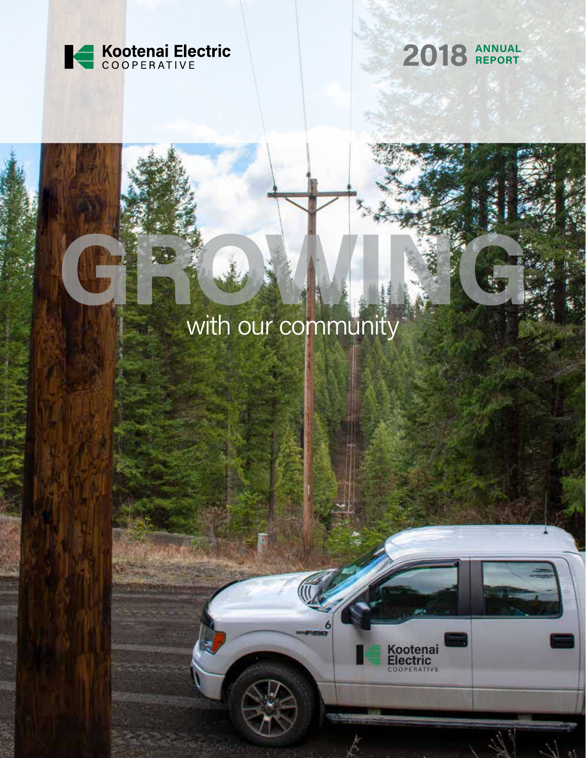Kootenai Electric COOPERATIVE

# 2018 ANNUAL REPORT

# GROWING

## with our community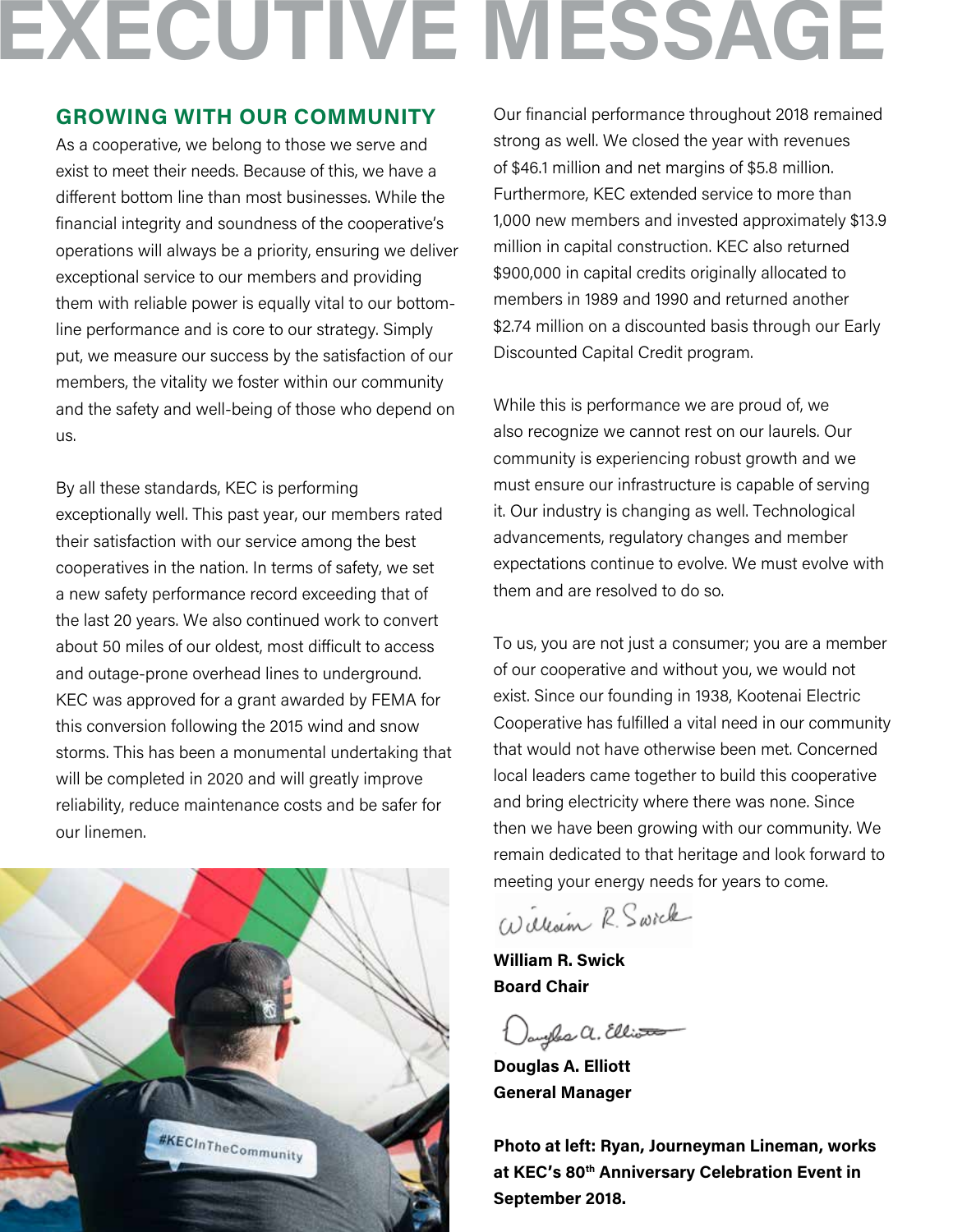# EXECUTIVE MESSAGE

## GROWING WITH OUR COMMUNITY

As a cooperative, we belong to those we serve and exist to meet their needs. Because of this, we have a different bottom line than most businesses. While the financial integrity and soundness of the cooperative's operations will always be a priority, ensuring we deliver exceptional service to our members and providing them with reliable power is equally vital to our bottom-line performance and is core to our strategy. Simply put, we measure our success by the satisfaction of our members, the vitality we foster within our community and the safety and well-being of those who depend on us.

By all these standards, KEC is performing exceptionally well. This past year, our members rated their satisfaction with our service among the best cooperatives in the nation. In terms of safety, we set a new safety performance record exceeding that of the last 20 years. We also continued work to convert about 50 miles of our oldest, most difficult to access and outage-prone overhead lines to underground. KEC was approved for a grant awarded by FEMA for this conversion following the 2015 wind and snow storms. This has been a monumental undertaking that will be completed in 2020 and will greatly improve reliability, reduce maintenance costs and be safer for our linemen.

Our financial performance throughout 2018 remained strong as well. We closed the year with revenues of $46.1 million and net margins of $5.8 million. Furthermore, KEC extended service to more than 1,000 new members and invested approximately $13.9 million in capital construction. KEC also returned $900,000 in capital credits originally allocated to members in 1989 and 1990 and returned another $2.74 million on a discounted basis through our Early Discounted Capital Credit program.

While this is performance we are proud of, we also recognize we cannot rest on our laurels. Our community is experiencing robust growth and we must ensure our infrastructure is capable of serving it. Our industry is changing as well. Technological advancements, regulatory changes and member expectations continue to evolve. We must evolve with them and are resolved to do so.

To us, you are not just a consumer; you are a member of our cooperative and without you, we would not exist. Since our founding in 1938, Kootenai Electric Cooperative has fulfilled a vital need in our community that would not have otherwise been met. Concerned local leaders came together to build this cooperative and bring electricity where there was none. Since then we have been growing with our community. We remain dedicated to that heritage and look forward to meeting your energy needs for years to come.

**William R. Swick**
**Board Chair**

**Douglas A. Elliott**
**General Manager**

**Photo at left: Ryan, Journeyman Lineman, works at KEC's 80th Anniversary Celebration Event in September 2018.**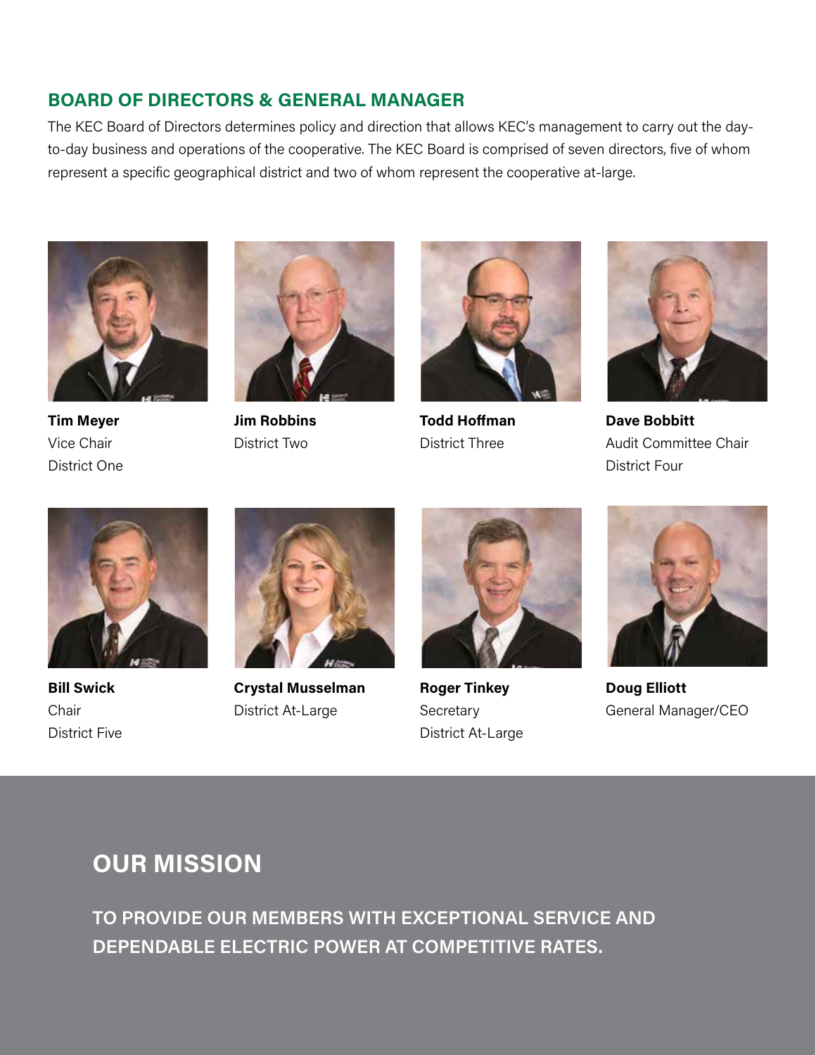## BOARD OF DIRECTORS & GENERAL MANAGER

The KEC Board of Directors determines policy and direction that allows KEC's management to carry out the day-to-day business and operations of the cooperative. The KEC Board is comprised of seven directors, five of whom represent a specific geographical district and two of whom represent the cooperative at-large.

**Tim Meyer**
Vice Chair
District One

**Jim Robbins**
District Two

**Todd Hoffman**
District Three

**Dave Bobbitt**
Audit Committee Chair
District Four

**Bill Swick**
Chair
District Five

**Crystal Musselman**
District At-Large

**Roger Tinkey**
Secretary
District At-Large

**Doug Elliott**
General Manager/CEO

## OUR MISSION

**TO PROVIDE OUR MEMBERS WITH EXCEPTIONAL SERVICE AND DEPENDABLE ELECTRIC POWER AT COMPETITIVE RATES.**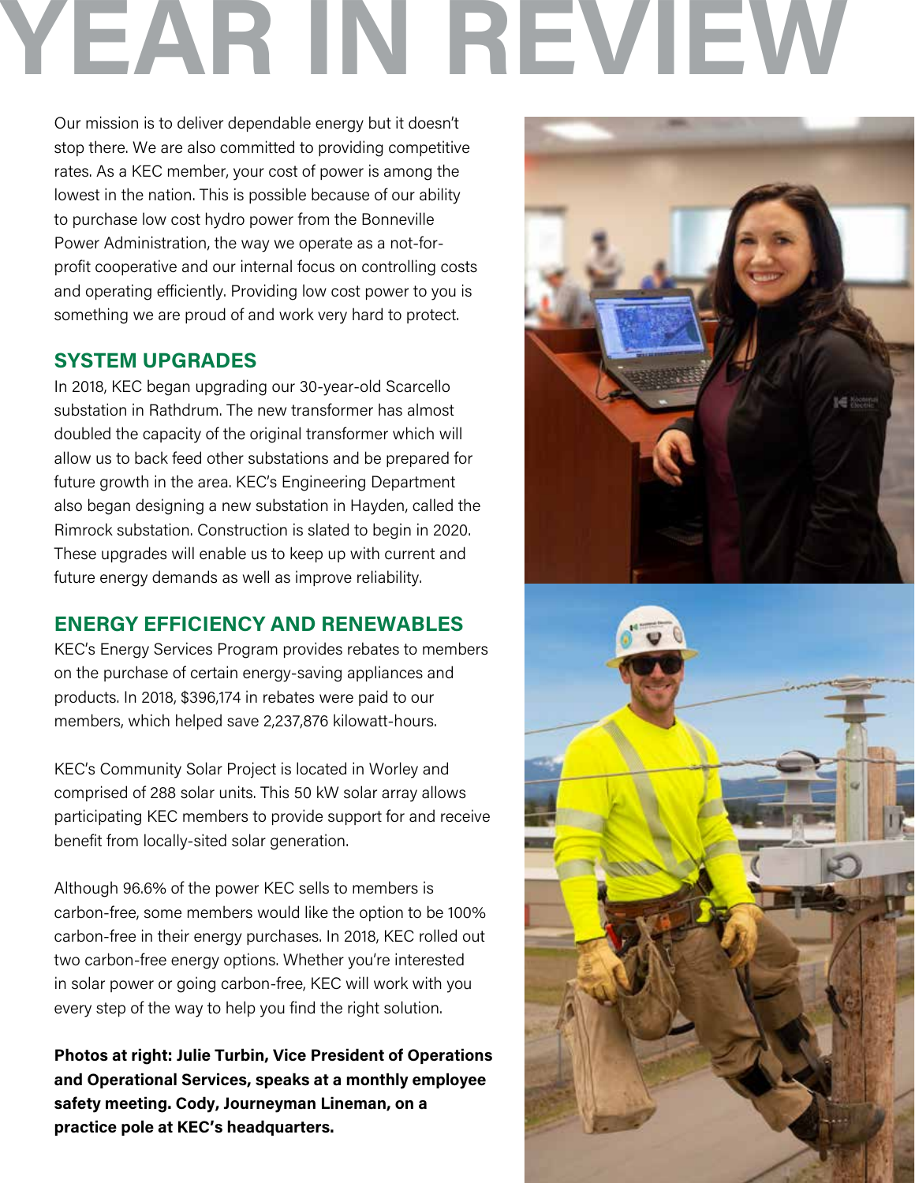# YEAR IN REVIEW

Our mission is to deliver dependable energy but it doesn't stop there. We are also committed to providing competitive rates. As a KEC member, your cost of power is among the lowest in the nation. This is possible because of our ability to purchase low cost hydro power from the Bonneville Power Administration, the way we operate as a not-for-profit cooperative and our internal focus on controlling costs and operating efficiently. Providing low cost power to you is something we are proud of and work very hard to protect.

## SYSTEM UPGRADES

In 2018, KEC began upgrading our 30-year-old Scarcello substation in Rathdrum. The new transformer has almost doubled the capacity of the original transformer which will allow us to back feed other substations and be prepared for future growth in the area. KEC's Engineering Department also began designing a new substation in Hayden, called the Rimrock substation. Construction is slated to begin in 2020. These upgrades will enable us to keep up with current and future energy demands as well as improve reliability.

## ENERGY EFFICIENCY AND RENEWABLES

KEC's Energy Services Program provides rebates to members on the purchase of certain energy-saving appliances and products. In 2018, $396,174 in rebates were paid to our members, which helped save 2,237,876 kilowatt-hours.

KEC's Community Solar Project is located in Worley and comprised of 288 solar units. This 50 kW solar array allows participating KEC members to provide support for and receive benefit from locally-sited solar generation.

Although 96.6% of the power KEC sells to members is carbon-free, some members would like the option to be 100% carbon-free in their energy purchases. In 2018, KEC rolled out two carbon-free energy options. Whether you're interested in solar power or going carbon-free, KEC will work with you every step of the way to help you find the right solution.

**Photos at right: Julie Turbin, Vice President of Operations and Operational Services, speaks at a monthly employee safety meeting. Cody, Journeyman Lineman, on a practice pole at KEC's headquarters.**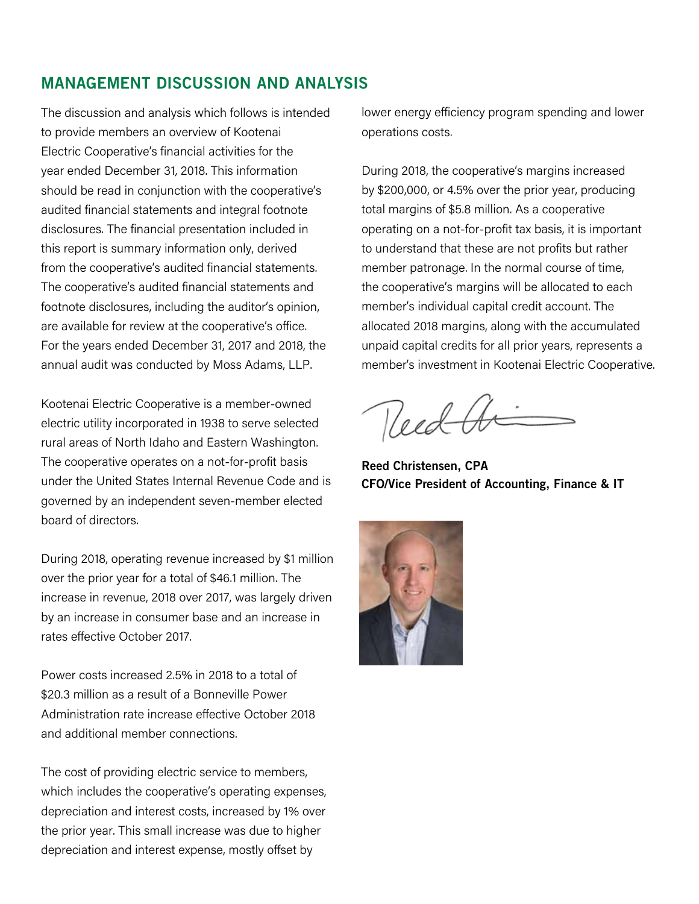## MANAGEMENT DISCUSSION AND ANALYSIS

The discussion and analysis which follows is intended to provide members an overview of Kootenai Electric Cooperative's financial activities for the year ended December 31, 2018. This information should be read in conjunction with the cooperative's audited financial statements and integral footnote disclosures. The financial presentation included in this report is summary information only, derived from the cooperative's audited financial statements. The cooperative's audited financial statements and footnote disclosures, including the auditor's opinion, are available for review at the cooperative's office. For the years ended December 31, 2017 and 2018, the annual audit was conducted by Moss Adams, LLP.

Kootenai Electric Cooperative is a member-owned electric utility incorporated in 1938 to serve selected rural areas of North Idaho and Eastern Washington. The cooperative operates on a not-for-profit basis under the United States Internal Revenue Code and is governed by an independent seven-member elected board of directors.

During 2018, operating revenue increased by $1 million over the prior year for a total of $46.1 million. The increase in revenue, 2018 over 2017, was largely driven by an increase in consumer base and an increase in rates effective October 2017.

Power costs increased 2.5% in 2018 to a total of $20.3 million as a result of a Bonneville Power Administration rate increase effective October 2018 and additional member connections.

The cost of providing electric service to members, which includes the cooperative's operating expenses, depreciation and interest costs, increased by 1% over the prior year. This small increase was due to higher depreciation and interest expense, mostly offset by lower energy efficiency program spending and lower operations costs.

During 2018, the cooperative's margins increased by $200,000, or 4.5% over the prior year, producing total margins of $5.8 million. As a cooperative operating on a not-for-profit tax basis, it is important to understand that these are not profits but rather member patronage. In the normal course of time, the cooperative's margins will be allocated to each member's individual capital credit account. The allocated 2018 margins, along with the accumulated unpaid capital credits for all prior years, represents a member's investment in Kootenai Electric Cooperative.

**Reed Christensen, CPA**
**CFO/Vice President of Accounting, Finance & IT**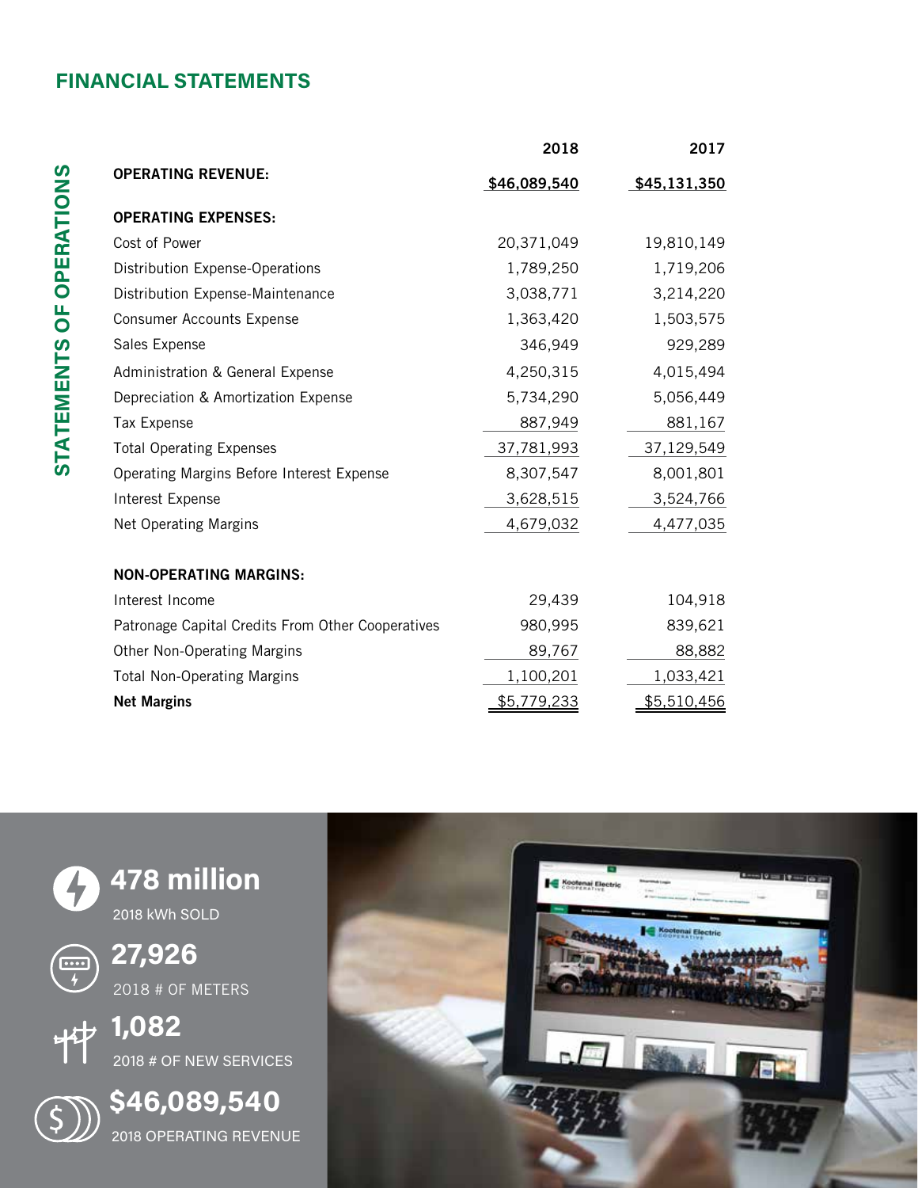## FINANCIAL STATEMENTS

### STATEMENTS OF OPERATIONS

| | 2018 | 2017 |
|---|---|---|
| **OPERATING REVENUE:** | $46,089,540 | $45,131,350 |
| **OPERATING EXPENSES:** | | |
| Cost of Power | 20,371,049 | 19,810,149 |
| Distribution Expense-Operations | 1,789,250 | 1,719,206 |
| Distribution Expense-Maintenance | 3,038,771 | 3,214,220 |
| Consumer Accounts Expense | 1,363,420 | 1,503,575 |
| Sales Expense | 346,949 | 929,289 |
| Administration & General Expense | 4,250,315 | 4,015,494 |
| Depreciation & Amortization Expense | 5,734,290 | 5,056,449 |
| Tax Expense | 887,949 | 881,167 |
| Total Operating Expenses | 37,781,993 | 37,129,549 |
| Operating Margins Before Interest Expense | 8,307,547 | 8,001,801 |
| Interest Expense | 3,628,515 | 3,524,766 |
| Net Operating Margins | 4,679,032 | 4,477,035 |
| **NON-OPERATING MARGINS:** | | |
| Interest Income | 29,439 | 104,918 |
| Patronage Capital Credits From Other Cooperatives | 980,995 | 839,621 |
| Other Non-Operating Margins | 89,767 | 88,882 |
| Total Non-Operating Margins | 1,100,201 | 1,033,421 |
| **Net Margins** | $5,779,233 | $5,510,456 |

**478 million**
2018 kWh SOLD

**27,926**
2018 # OF METERS

**1,082**
2018 # OF NEW SERVICES

**$46,089,540**
2018 OPERATING REVENUE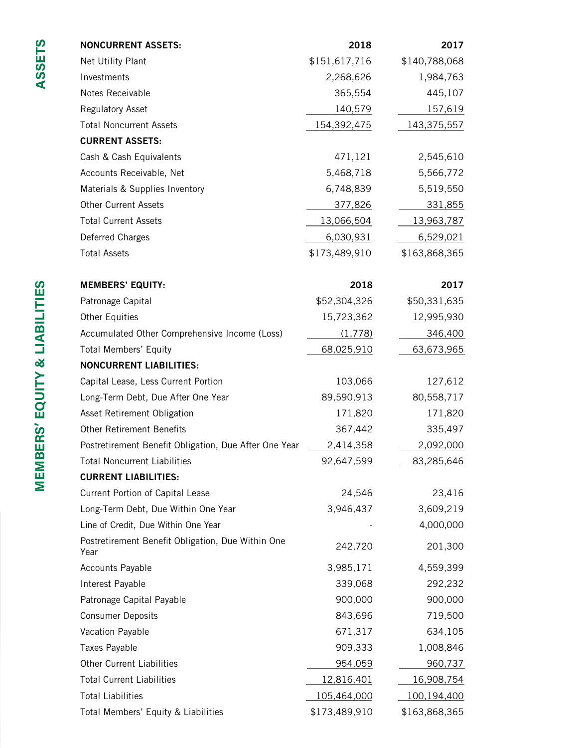## ASSETS

| NONCURRENT ASSETS: | 2018 | 2017 |
|---|---|---|
| Net Utility Plant | $151,617,716 | $140,788,068 |
| Investments | 2,268,626 | 1,984,763 |
| Notes Receivable | 365,554 | 445,107 |
| Regulatory Asset | 140,579 | 157,619 |
| Total Noncurrent Assets | 154,392,475 | 143,375,557 |
| **CURRENT ASSETS:** | | |
| Cash & Cash Equivalents | 471,121 | 2,545,610 |
| Accounts Receivable, Net | 5,468,718 | 5,566,772 |
| Materials & Supplies Inventory | 6,748,839 | 5,519,550 |
| Other Current Assets | 377,826 | 331,855 |
| Total Current Assets | 13,066,504 | 13,963,787 |
| Deferred Charges | 6,030,931 | 6,529,021 |
| Total Assets | $173,489,910 | $163,868,365 |

## MEMBERS' EQUITY & LIABILITIES

| MEMBERS' EQUITY: | 2018 | 2017 |
|---|---|---|
| Patronage Capital | $52,304,326 | $50,331,635 |
| Other Equities | 15,723,362 | 12,995,930 |
| Accumulated Other Comprehensive Income (Loss) | (1,778) | 346,400 |
| Total Members' Equity | 68,025,910 | 63,673,965 |
| **NONCURRENT LIABILITIES:** | | |
| Capital Lease, Less Current Portion | 103,066 | 127,612 |
| Long-Term Debt, Due After One Year | 89,590,913 | 80,558,717 |
| Asset Retirement Obligation | 171,820 | 171,820 |
| Other Retirement Benefits | 367,442 | 335,497 |
| Postretirement Benefit Obligation, Due After One Year | 2,414,358 | 2,092,000 |
| Total Noncurrent Liabilities | 92,647,599 | 83,285,646 |
| **CURRENT LIABILITIES:** | | |
| Current Portion of Capital Lease | 24,546 | 23,416 |
| Long-Term Debt, Due Within One Year | 3,946,437 | 3,609,219 |
| Line of Credit, Due Within One Year | - | 4,000,000 |
| Postretirement Benefit Obligation, Due Within One Year | 242,720 | 201,300 |
| Accounts Payable | 3,985,171 | 4,559,399 |
| Interest Payable | 339,068 | 292,232 |
| Patronage Capital Payable | 900,000 | 900,000 |
| Consumer Deposits | 843,696 | 719,500 |
| Vacation Payable | 671,317 | 634,105 |
| Taxes Payable | 909,333 | 1,008,846 |
| Other Current Liabilities | 954,059 | 960,737 |
| Total Current Liabilities | 12,816,401 | 16,908,754 |
| Total Liabilities | 105,464,000 | 100,194,400 |
| Total Members' Equity & Liabilities | $173,489,910 | $163,868,365 |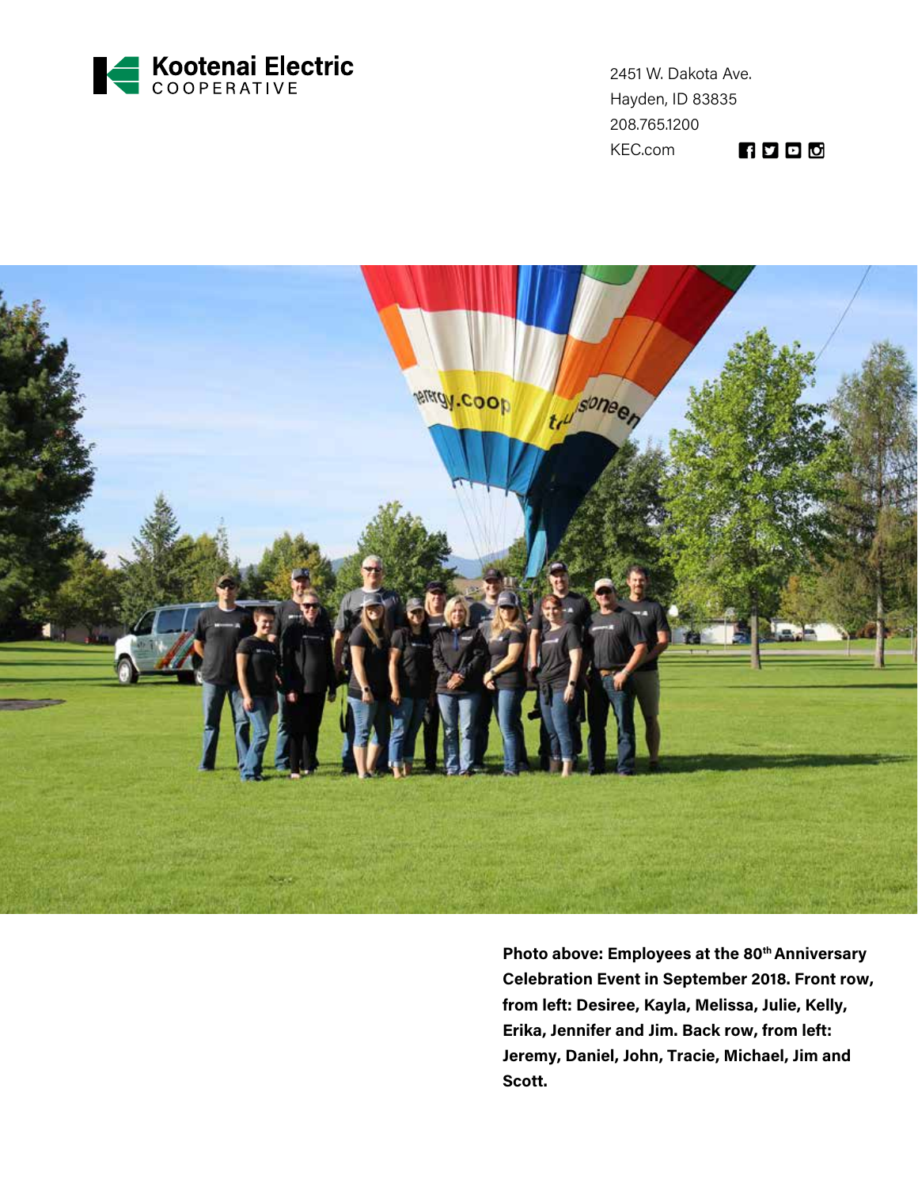**Kootenai Electric** COOPERATIVE

2451 W. Dakota Ave.
Hayden, ID 83835
208.765.1200
KEC.com

**Photo above: Employees at the 80th Anniversary Celebration Event in September 2018. Front row, from left: Desiree, Kayla, Melissa, Julie, Kelly, Erika, Jennifer and Jim. Back row, from left: Jeremy, Daniel, John, Tracie, Michael, Jim and Scott.**